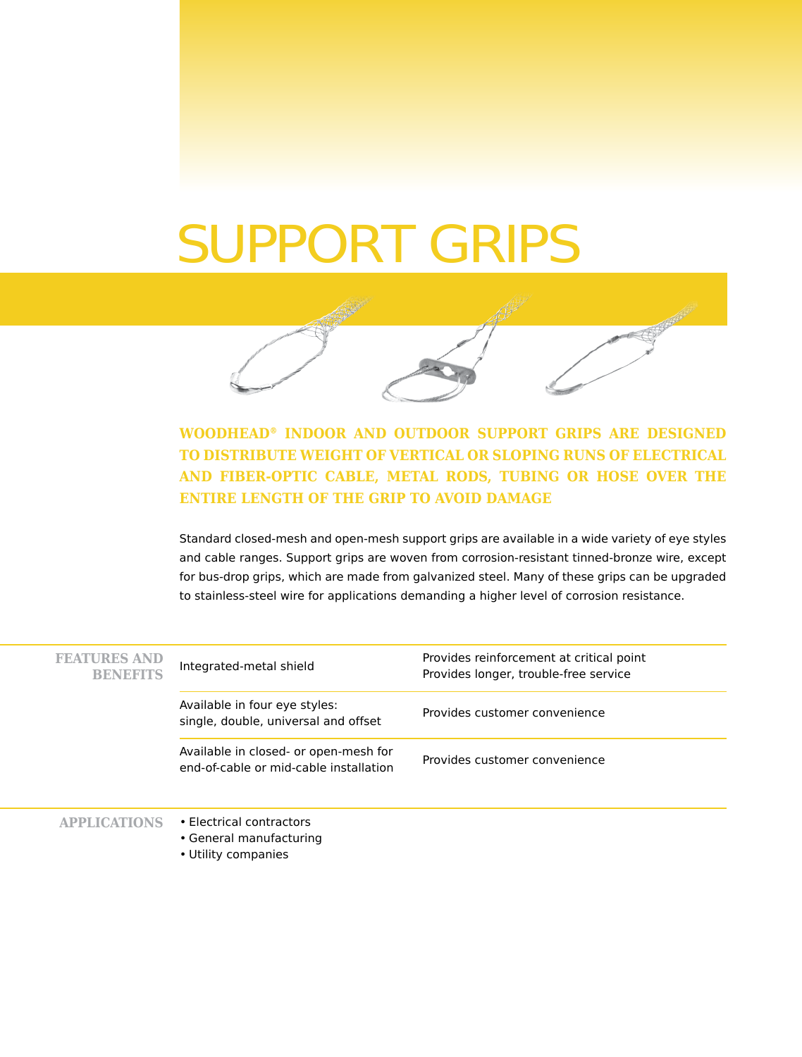# SUPPORT GRIPS

**WOODHEAD® INDOOR AND OUTDOOR SUPPORT GRIPS ARE DESIGNED TO DISTRIBUTE WEIGHT OF VERTICAL OR SLOPING RUNS OF ELECTRICAL AND FIBER-OPTIC CABLE, METAL RODS, TUBING OR HOSE OVER THE ENTIRE LENGTH OF THE GRIP TO AVOID DAMAGE**

Standard closed-mesh and open-mesh support grips are available in a wide variety of eye styles and cable ranges. Support grips are woven from corrosion-resistant tinned-bronze wire, except for bus-drop grips, which are made from galvanized steel. Many of these grips can be upgraded to stainless-steel wire for applications demanding a higher level of corrosion resistance.

## FEATURES AND BENEFITS

| Feature | Benefit |
| --- | --- |
| Integrated-metal shield | Provides reinforcement at critical point<br>Provides longer, trouble-free service |
| Available in four eye styles:<br>single, double, universal and offset | Provides customer convenience |
| Available in closed- or open-mesh for end-of-cable or mid-cable installation | Provides customer convenience |

## APPLICATIONS

- Electrical contractors
- General manufacturing
- Utility companies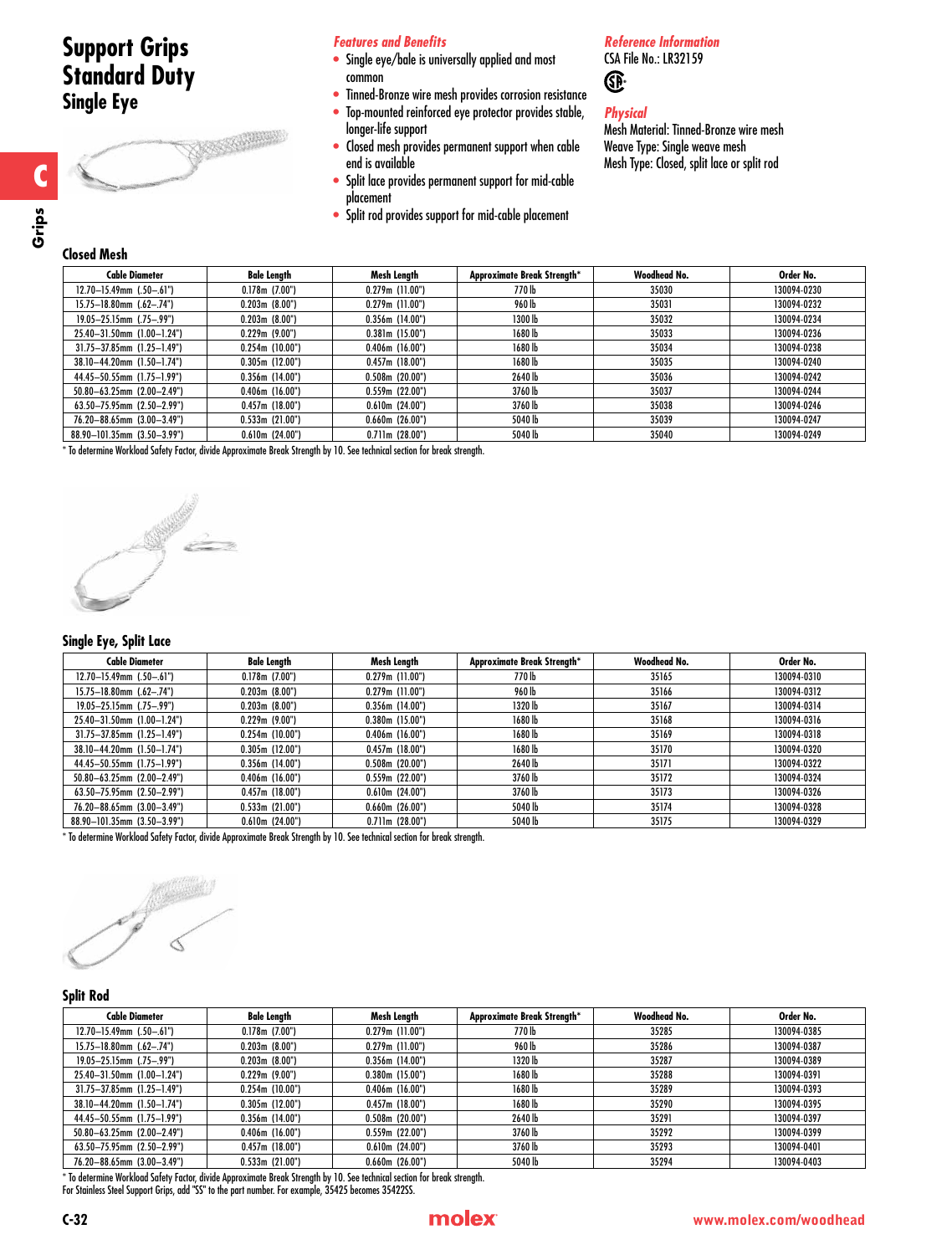# Support Grips Standard Duty

## Single Eye

C

Grips

### Features and Benefits

- Single eye/bale is universally applied and most common
- Tinned-Bronze wire mesh provides corrosion resistance
- Top-mounted reinforced eye protector provides stable, longer-life support
- Closed mesh provides permanent support when cable end is available
- Split lace provides permanent support for mid-cable placement
- Split rod provides support for mid-cable placement

### Reference Information

CSA File No.: LR32159

### Physical

Mesh Material: Tinned-Bronze wire mesh
Weave Type: Single weave mesh
Mesh Type: Closed, split lace or split rod

### Closed Mesh

| Cable Diameter | Bale Length | Mesh Length | Approximate Break Strength* | Woodhead No. | Order No. |
|---|---|---|---|---|---|
| 12.70–15.49mm (.50–.61") | 0.178m (7.00") | 0.279m (11.00") | 770 lb | 35030 | 130094-0230 |
| 15.75–18.80mm (.62–.74") | 0.203m (8.00") | 0.279m (11.00") | 960 lb | 35031 | 130094-0232 |
| 19.05–25.15mm (.75–.99") | 0.203m (8.00") | 0.356m (14.00") | 1300 lb | 35032 | 130094-0234 |
| 25.40–31.50mm (1.00–1.24") | 0.229m (9.00") | 0.381m (15.00") | 1680 lb | 35033 | 130094-0236 |
| 31.75–37.85mm (1.25–1.49") | 0.254m (10.00") | 0.406m (16.00") | 1680 lb | 35034 | 130094-0238 |
| 38.10–44.20mm (1.50–1.74") | 0.305m (12.00") | 0.457m (18.00") | 1680 lb | 35035 | 130094-0240 |
| 44.45–50.55mm (1.75–1.99") | 0.356m (14.00") | 0.508m (20.00") | 2640 lb | 35036 | 130094-0242 |
| 50.80–63.25mm (2.00–2.49") | 0.406m (16.00") | 0.559m (22.00") | 3760 lb | 35037 | 130094-0244 |
| 63.50–75.95mm (2.50–2.99") | 0.457m (18.00") | 0.610m (24.00") | 3760 lb | 35038 | 130094-0246 |
| 76.20–88.65mm (3.00–3.49") | 0.533m (21.00") | 0.660m (26.00") | 5040 lb | 35039 | 130094-0247 |
| 88.90–101.35mm (3.50–3.99") | 0.610m (24.00") | 0.711m (28.00") | 5040 lb | 35040 | 130094-0249 |

* To determine Workload Safety Factor, divide Approximate Break Strength by 10. See technical section for break strength.

### Single Eye, Split Lace

| Cable Diameter | Bale Length | Mesh Length | Approximate Break Strength* | Woodhead No. | Order No. |
|---|---|---|---|---|---|
| 12.70–15.49mm (.50–.61") | 0.178m (7.00") | 0.279m (11.00") | 770 lb | 35165 | 130094-0310 |
| 15.75–18.80mm (.62–.74") | 0.203m (8.00") | 0.279m (11.00") | 960 lb | 35166 | 130094-0312 |
| 19.05–25.15mm (.75–.99") | 0.203m (8.00") | 0.356m (14.00") | 1320 lb | 35167 | 130094-0314 |
| 25.40–31.50mm (1.00–1.24") | 0.229m (9.00") | 0.380m (15.00") | 1680 lb | 35168 | 130094-0316 |
| 31.75–37.85mm (1.25–1.49") | 0.254m (10.00") | 0.406m (16.00") | 1680 lb | 35169 | 130094-0318 |
| 38.10–44.20mm (1.50–1.74") | 0.305m (12.00") | 0.457m (18.00") | 1680 lb | 35170 | 130094-0320 |
| 44.45–50.55mm (1.75–1.99") | 0.356m (14.00") | 0.508m (20.00") | 2640 lb | 35171 | 130094-0322 |
| 50.80–63.25mm (2.00–2.49") | 0.406m (16.00") | 0.559m (22.00") | 3760 lb | 35172 | 130094-0324 |
| 63.50–75.95mm (2.50–2.99") | 0.457m (18.00") | 0.610m (24.00") | 3760 lb | 35173 | 130094-0326 |
| 76.20–88.65mm (3.00–3.49") | 0.533m (21.00") | 0.660m (26.00") | 5040 lb | 35174 | 130094-0328 |
| 88.90–101.35mm (3.50–3.99") | 0.610m (24.00") | 0.711m (28.00") | 5040 lb | 35175 | 130094-0329 |

* To determine Workload Safety Factor, divide Approximate Break Strength by 10. See technical section for break strength.

### Split Rod

| Cable Diameter | Bale Length | Mesh Length | Approximate Break Strength* | Woodhead No. | Order No. |
|---|---|---|---|---|---|
| 12.70–15.49mm (.50–.61") | 0.178m (7.00") | 0.279m (11.00") | 770 lb | 35285 | 130094-0385 |
| 15.75–18.80mm (.62–.74") | 0.203m (8.00") | 0.279m (11.00") | 960 lb | 35286 | 130094-0387 |
| 19.05–25.15mm (.75–.99") | 0.203m (8.00") | 0.356m (14.00") | 1320 lb | 35287 | 130094-0389 |
| 25.40–31.50mm (1.00–1.24") | 0.229m (9.00") | 0.380m (15.00") | 1680 lb | 35288 | 130094-0391 |
| 31.75–37.85mm (1.25–1.49") | 0.254m (10.00") | 0.406m (16.00") | 1680 lb | 35289 | 130094-0393 |
| 38.10–44.20mm (1.50–1.74") | 0.305m (12.00") | 0.457m (18.00") | 1680 lb | 35290 | 130094-0395 |
| 44.45–50.55mm (1.75–1.99") | 0.356m (14.00") | 0.508m (20.00") | 2640 lb | 35291 | 130094-0397 |
| 50.80–63.25mm (2.00–2.49") | 0.406m (16.00") | 0.559m (22.00") | 3760 lb | 35292 | 130094-0399 |
| 63.50–75.95mm (2.50–2.99") | 0.457m (18.00") | 0.610m (24.00") | 3760 lb | 35293 | 130094-0401 |
| 76.20–88.65mm (3.00–3.49") | 0.533m (21.00") | 0.660m (26.00") | 5040 lb | 35294 | 130094-0403 |

* To determine Workload Safety Factor, divide Approximate Break Strength by 10. See technical section for break strength.
For Stainless Steel Support Grips, add "SS" to the part number. For example, 35425 becomes 35422SS.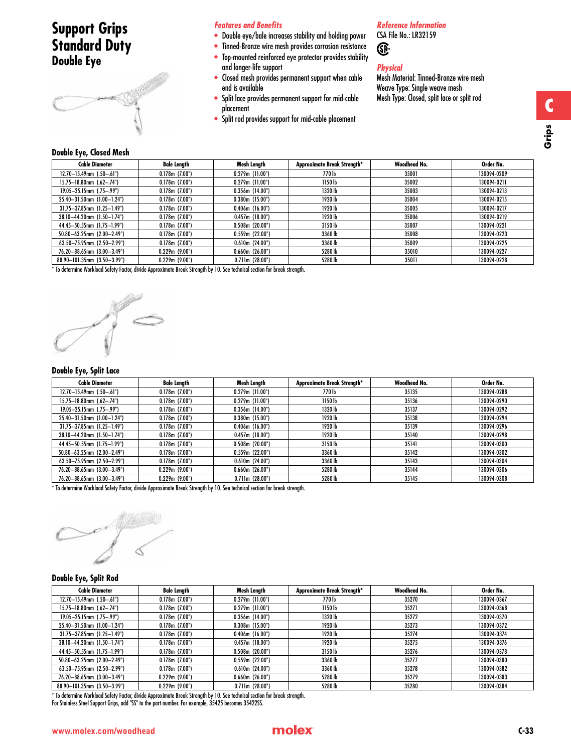# Support Grips Standard Duty

## Double Eye

### *Features and Benefits*

- Double eye/bale increases stability and holding power
- Tinned-Bronze wire mesh provides corrosion resistance
- Top-mounted reinforced eye protector provides stability and longer-life support
- Closed mesh provides permanent support when cable end is available
- Split lace provides permanent support for mid-cable placement
- Split rod provides support for mid-cable placement

### *Reference Information*

CSA File No.: LR32159

### *Physical*

Mesh Material: Tinned-Bronze wire mesh
Weave Type: Single weave mesh
Mesh Type: Closed, split lace or split rod

### Double Eye, Closed Mesh

| Cable Diameter | Bale Length | Mesh Length | Approximate Break Strength* | Woodhead No. | Order No. |
|---|---|---|---|---|---|
| 12.70–15.49mm (.50–.61") | 0.178m (7.00") | 0.279m (11.00") | 770 lb | 35001 | 130094-0209 |
| 15.75–18.80mm (.62–.74") | 0.178m (7.00") | 0.279m (11.00") | 1150 lb | 35002 | 130094-0211 |
| 19.05–25.15mm (.75–.99") | 0.178m (7.00") | 0.356m (14.00") | 1320 lb | 35003 | 130094-0213 |
| 25.40–31.50mm (1.00–1.24") | 0.178m (7.00") | 0.380m (15.00") | 1920 lb | 35004 | 130094-0215 |
| 31.75–37.85mm (1.25–1.49") | 0.178m (7.00") | 0.406m (16.00") | 1920 lb | 35005 | 130094-0217 |
| 38.10–44.20mm (1.50–1.74") | 0.178m (7.00") | 0.457m (18.00") | 1920 lb | 35006 | 130094-0219 |
| 44.45–50.55mm (1.75–1.99") | 0.178m (7.00") | 0.508m (20.00") | 3150 lb | 35007 | 130094-0221 |
| 50.80–63.25mm (2.00–2.49") | 0.178m (7.00") | 0.559m (22.00") | 3360 lb | 35008 | 130094-0223 |
| 63.50–75.95mm (2.50–2.99") | 0.178m (7.00") | 0.610m (24.00") | 3360 lb | 35009 | 130094-0225 |
| 76.20–88.65mm (3.00–3.49") | 0.229m (9.00") | 0.660m (26.00") | 5280 lb | 35010 | 130094-0227 |
| 88.90–101.35mm (3.50–3.99") | 0.229m (9.00") | 0.711m (28.00") | 5280 lb | 35011 | 130094-0228 |

* To determine Workload Safety Factor, divide Approximate Break Strength by 10. See technical section for break strength.

### Double Eye, Split Lace

| Cable Diameter | Bale Length | Mesh Length | Approximate Break Strength* | Woodhead No. | Order No. |
|---|---|---|---|---|---|
| 12.70–15.49mm (.50–.61") | 0.178m (7.00") | 0.279m (11.00") | 770 lb | 35135 | 130094-0288 |
| 15.75–18.80mm (.62–.74") | 0.178m (7.00") | 0.279m (11.00") | 1150 lb | 35136 | 130094-0290 |
| 19.05–25.15mm (.75–.99") | 0.178m (7.00") | 0.356m (14.00") | 1320 lb | 35137 | 130094-0292 |
| 25.40–31.50mm (1.00–1.24") | 0.178m (7.00") | 0.380m (15.00") | 1920 lb | 35138 | 130094-0294 |
| 31.75–37.85mm (1.25–1.49") | 0.178m (7.00") | 0.406m (16.00") | 1920 lb | 35139 | 130094-0296 |
| 38.10–44.20mm (1.50–1.74") | 0.178m (7.00") | 0.457m (18.00") | 1920 lb | 35140 | 130094-0298 |
| 44.45–50.55mm (1.75–1.99") | 0.178m (7.00") | 0.508m (20.00") | 3150 lb | 35141 | 130094-0300 |
| 50.80–63.25mm (2.00–2.49") | 0.178m (7.00") | 0.559m (22.00") | 3360 lb | 35142 | 130094-0302 |
| 63.50–75.95mm (2.50–2.99") | 0.178m (7.00") | 0.610m (24.00") | 3360 lb | 35143 | 130094-0304 |
| 76.20–88.65mm (3.00–3.49") | 0.229m (9.00") | 0.660m (26.00") | 5280 lb | 35144 | 130094-0306 |
| 76.20–88.65mm (3.00–3.49") | 0.229m (9.00") | 0.711m (28.00") | 5280 lb | 35145 | 130094-0308 |

* To determine Workload Safety Factor, divide Approximate Break Strength by 10. See technical section for break strength.

### Double Eye, Split Rod

| Cable Diameter | Bale Length | Mesh Length | Approximate Break Strength* | Woodhead No. | Order No. |
|---|---|---|---|---|---|
| 12.70–15.49mm (.50–.61") | 0.178m (7.00") | 0.279m (11.00") | 770 lb | 35270 | 130094-0367 |
| 15.75–18.80mm (.62–.74") | 0.178m (7.00") | 0.279m (11.00") | 1150 lb | 35271 | 130094-0368 |
| 19.05–25.15mm (.75–.99") | 0.178m (7.00") | 0.356m (14.00") | 1320 lb | 35272 | 130094-0370 |
| 25.40–31.50mm (1.00–1.24") | 0.178m (7.00") | 0.308m (15.00") | 1920 lb | 35273 | 130094-0372 |
| 31.75–37.85mm (1.25–1.49") | 0.178m (7.00") | 0.406m (16.00") | 1920 lb | 35274 | 130094-0374 |
| 38.10–44.20mm (1.50–1.74") | 0.178m (7.00") | 0.457m (18.00") | 1920 lb | 35275 | 130094-0376 |
| 44.45–50.55mm (1.75–1.99") | 0.178m (7.00") | 0.508m (20.00") | 3150 lb | 35276 | 130094-0378 |
| 50.80–63.25mm (2.00–2.49") | 0.178m (7.00") | 0.559m (22.00") | 3360 lb | 35277 | 130094-0380 |
| 63.50–75.95mm (2.50–2.99") | 0.178m (7.00") | 0.610m (24.00") | 3360 lb | 35278 | 130094-0382 |
| 76.20–88.65mm (3.00–3.49") | 0.229m (9.00") | 0.660m (26.00") | 5280 lb | 35279 | 130094-0383 |
| 88.90–101.35mm (3.50–3.99") | 0.229m (9.00") | 0.711m (28.00") | 5280 lb | 35280 | 130094-0384 |

* To determine Workload Safety Factor, divide Approximate Break Strength by 10. See technical section for break strength.
For Stainless Steel Support Grips, add "SS" to the part number. For example, 35425 becomes 35422SS.

www.molex.com/woodhead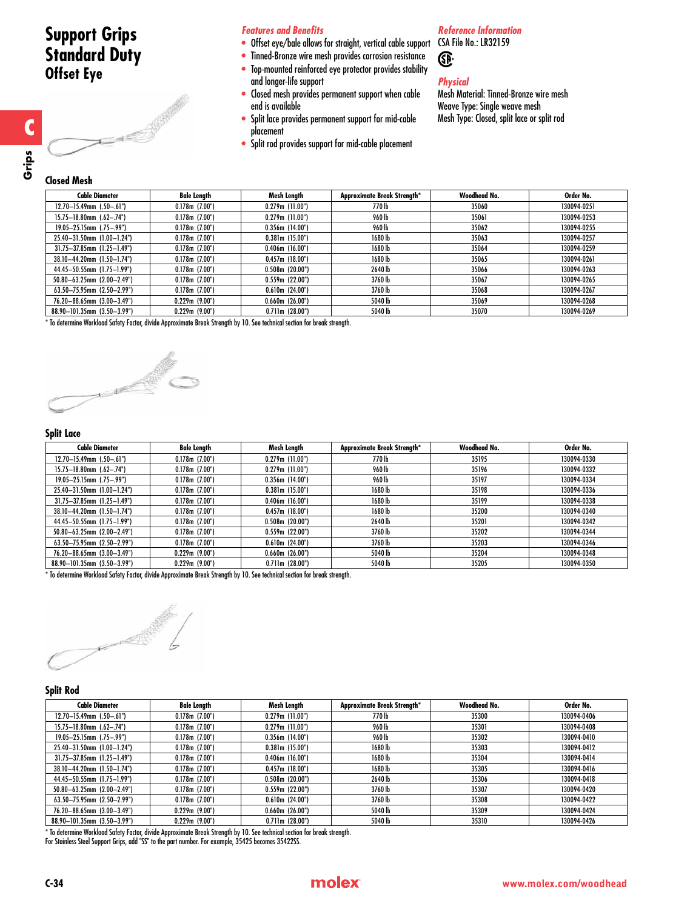# Support Grips Standard Duty

## Offset Eye

### Features and Benefits

- Offset eye/bale allows for straight, vertical cable support
- Tinned-Bronze wire mesh provides corrosion resistance
- Top-mounted reinforced eye protector provides stability and longer-life support
- Closed mesh provides permanent support when cable end is available
- Split lace provides permanent support for mid-cable placement
- Split rod provides support for mid-cable placement

### Reference Information

CSA File No.: LR32159

### Physical

Mesh Material: Tinned-Bronze wire mesh
Weave Type: Single weave mesh
Mesh Type: Closed, split lace or split rod

### Closed Mesh

| Cable Diameter | Bale Length | Mesh Length | Approximate Break Strength* | Woodhead No. | Order No. |
|---|---|---|---|---|---|
| 12.70–15.49mm (.50–.61") | 0.178m (7.00") | 0.279m (11.00") | 770 lb | 35060 | 130094-0251 |
| 15.75–18.80mm (.62–.74") | 0.178m (7.00") | 0.279m (11.00") | 960 lb | 35061 | 130094-0253 |
| 19.05–25.15mm (.75–.99") | 0.178m (7.00") | 0.356m (14.00") | 960 lb | 35062 | 130094-0255 |
| 25.40–31.50mm (1.00–1.24") | 0.178m (7.00") | 0.381m (15.00") | 1680 lb | 35063 | 130094-0257 |
| 31.75–37.85mm (1.25–1.49") | 0.178m (7.00") | 0.406m (16.00") | 1680 lb | 35064 | 130094-0259 |
| 38.10–44.20mm (1.50–1.74") | 0.178m (7.00") | 0.457m (18.00") | 1680 lb | 35065 | 130094-0261 |
| 44.45–50.55mm (1.75–1.99") | 0.178m (7.00") | 0.508m (20.00") | 2640 lb | 35066 | 130094-0263 |
| 50.80–63.25mm (2.00–2.49") | 0.178m (7.00") | 0.559m (22.00") | 3760 lb | 35067 | 130094-0265 |
| 63.50–75.95mm (2.50–2.99") | 0.178m (7.00") | 0.610m (24.00") | 3760 lb | 35068 | 130094-0267 |
| 76.20–88.65mm (3.00–3.49") | 0.229m (9.00") | 0.660m (26.00") | 5040 lb | 35069 | 130094-0268 |
| 88.90–101.35mm (3.50–3.99") | 0.229m (9.00") | 0.711m (28.00") | 5040 lb | 35070 | 130094-0269 |

* To determine Workload Safety Factor, divide Approximate Break Strength by 10. See technical section for break strength.

### Split Lace

| Cable Diameter | Bale Length | Mesh Length | Approximate Break Strength* | Woodhead No. | Order No. |
|---|---|---|---|---|---|
| 12.70–15.49mm (.50–.61") | 0.178m (7.00") | 0.279m (11.00") | 770 lb | 35195 | 130094-0330 |
| 15.75–18.80mm (.62–.74") | 0.178m (7.00") | 0.279m (11.00") | 960 lb | 35196 | 130094-0332 |
| 19.05–25.15mm (.75–.99") | 0.178m (7.00") | 0.356m (14.00") | 960 lb | 35197 | 130094-0334 |
| 25.40–31.50mm (1.00–1.24") | 0.178m (7.00") | 0.381m (15.00") | 1680 lb | 35198 | 130094-0336 |
| 31.75–37.85mm (1.25–1.49") | 0.178m (7.00") | 0.406m (16.00") | 1680 lb | 35199 | 130094-0338 |
| 38.10–44.20mm (1.50–1.74") | 0.178m (7.00") | 0.457m (18.00") | 1680 lb | 35200 | 130094-0340 |
| 44.45–50.55mm (1.75–1.99") | 0.178m (7.00") | 0.508m (20.00") | 2640 lb | 35201 | 130094-0342 |
| 50.80–63.25mm (2.00–2.49") | 0.178m (7.00") | 0.559m (22.00") | 3760 lb | 35202 | 130094-0344 |
| 63.50–75.95mm (2.50–2.99") | 0.178m (7.00") | 0.610m (24.00") | 3760 lb | 35203 | 130094-0346 |
| 76.20–88.65mm (3.00–3.49") | 0.229m (9.00") | 0.660m (26.00") | 5040 lb | 35204 | 130094-0348 |
| 88.90–101.35mm (3.50–3.99") | 0.229m (9.00") | 0.711m (28.00") | 5040 lb | 35205 | 130094-0350 |

* To determine Workload Safety Factor, divide Approximate Break Strength by 10. See technical section for break strength.

### Split Rod

| Cable Diameter | Bale Length | Mesh Length | Approximate Break Strength* | Woodhead No. | Order No. |
|---|---|---|---|---|---|
| 12.70–15.49mm (.50–.61") | 0.178m (7.00") | 0.279m (11.00") | 770 lb | 35300 | 130094-0406 |
| 15.75–18.80mm (.62–.74") | 0.178m (7.00") | 0.279m (11.00") | 960 lb | 35301 | 130094-0408 |
| 19.05–25.15mm (.75–.99") | 0.178m (7.00") | 0.356m (14.00") | 960 lb | 35302 | 130094-0410 |
| 25.40–31.50mm (1.00–1.24") | 0.178m (7.00") | 0.381m (15.00") | 1680 lb | 35303 | 130094-0412 |
| 31.75–37.85mm (1.25–1.49") | 0.178m (7.00") | 0.406m (16.00") | 1680 lb | 35304 | 130094-0414 |
| 38.10–44.20mm (1.50–1.74") | 0.178m (7.00") | 0.457m (18.00") | 1680 lb | 35305 | 130094-0416 |
| 44.45–50.55mm (1.75–1.99") | 0.178m (7.00") | 0.508m (20.00") | 2640 lb | 35306 | 130094-0418 |
| 50.80–63.25mm (2.00–2.49") | 0.178m (7.00") | 0.559m (22.00") | 3760 lb | 35307 | 130094-0420 |
| 63.50–75.95mm (2.50–2.99") | 0.178m (7.00") | 0.610m (24.00") | 3760 lb | 35308 | 130094-0422 |
| 76.20–88.65mm (3.00–3.49") | 0.229m (9.00") | 0.660m (26.00") | 5040 lb | 35309 | 130094-0424 |
| 88.90–101.35mm (3.50–3.99") | 0.229m (9.00") | 0.711m (28.00") | 5040 lb | 35310 | 130094-0426 |

* To determine Workload Safety Factor, divide Approximate Break Strength by 10. See technical section for break strength.
For Stainless Steel Support Grips, add "SS" to the part number. For example, 35425 becomes 35422SS.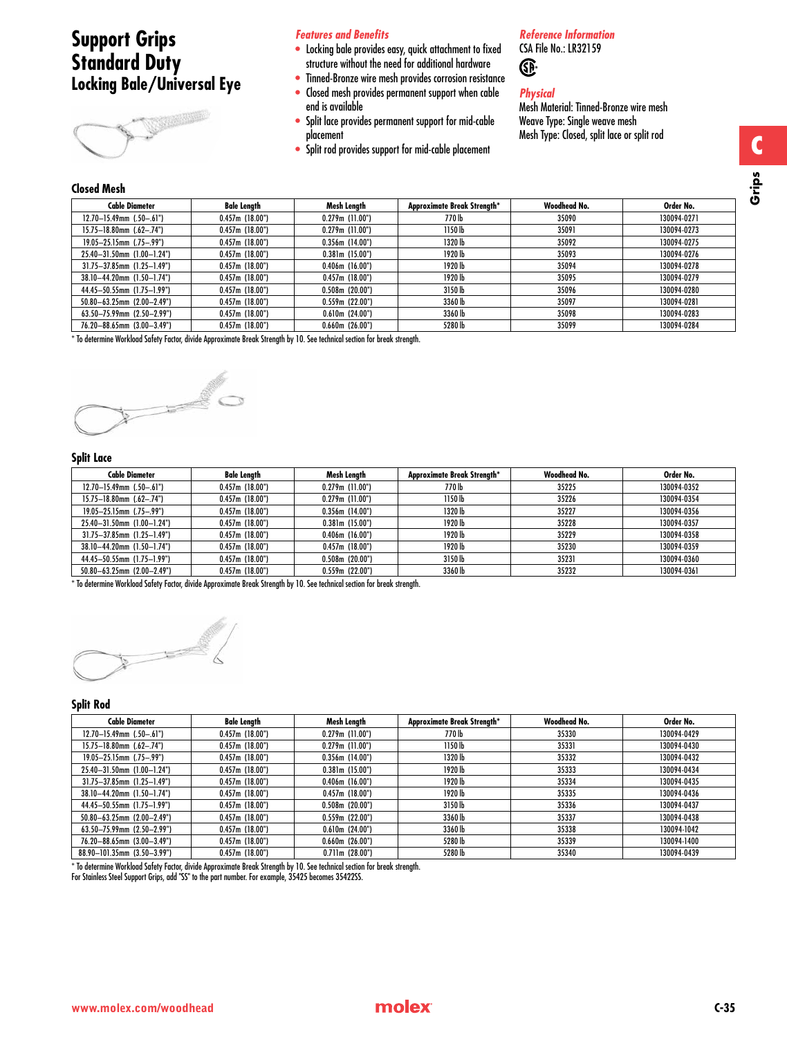# Support Grips Standard Duty
## Locking Bale/Universal Eye

### Features and Benefits

- Locking bale provides easy, quick attachment to fixed structure without the need for additional hardware
- Tinned-Bronze wire mesh provides corrosion resistance
- Closed mesh provides permanent support when cable end is available
- Split lace provides permanent support for mid-cable placement
- Split rod provides support for mid-cable placement

### Reference Information

CSA File No.: LR32159

### Physical

Mesh Material: Tinned-Bronze wire mesh
Weave Type: Single weave mesh
Mesh Type: Closed, split lace or split rod

### Closed Mesh

| Cable Diameter | Bale Length | Mesh Length | Approximate Break Strength* | Woodhead No. | Order No. |
|---|---|---|---|---|---|
| 12.70–15.49mm (.50–.61") | 0.457m (18.00") | 0.279m (11.00") | 770 lb | 35090 | 130094-0271 |
| 15.75–18.80mm (.62–.74") | 0.457m (18.00") | 0.279m (11.00") | 1150 lb | 35091 | 130094-0273 |
| 19.05–25.15mm (.75–.99") | 0.457m (18.00") | 0.356m (14.00") | 1320 lb | 35092 | 130094-0275 |
| 25.40–31.50mm (1.00–1.24") | 0.457m (18.00") | 0.381m (15.00") | 1920 lb | 35093 | 130094-0276 |
| 31.75–37.85mm (1.25–1.49") | 0.457m (18.00") | 0.406m (16.00") | 1920 lb | 35094 | 130094-0278 |
| 38.10–44.20mm (1.50–1.74") | 0.457m (18.00") | 0.457m (18.00") | 1920 lb | 35095 | 130094-0279 |
| 44.45–50.55mm (1.75–1.99") | 0.457m (18.00") | 0.508m (20.00") | 3150 lb | 35096 | 130094-0280 |
| 50.80–63.25mm (2.00–2.49") | 0.457m (18.00") | 0.559m (22.00") | 3360 lb | 35097 | 130094-0281 |
| 63.50–75.99mm (2.50–2.99") | 0.457m (18.00") | 0.610m (24.00") | 3360 lb | 35098 | 130094-0283 |
| 76.20–88.65mm (3.00–3.49") | 0.457m (18.00") | 0.660m (26.00") | 5280 lb | 35099 | 130094-0284 |

\* To determine Workload Safety Factor, divide Approximate Break Strength by 10. See technical section for break strength.

### Split Lace

| Cable Diameter | Bale Length | Mesh Length | Approximate Break Strength* | Woodhead No. | Order No. |
|---|---|---|---|---|---|
| 12.70–15.49mm (.50–.61") | 0.457m (18.00") | 0.279m (11.00") | 770 lb | 35225 | 130094-0352 |
| 15.75–18.80mm (.62–.74") | 0.457m (18.00") | 0.279m (11.00") | 1150 lb | 35226 | 130094-0354 |
| 19.05–25.15mm (.75–.99") | 0.457m (18.00") | 0.356m (14.00") | 1320 lb | 35227 | 130094-0356 |
| 25.40–31.50mm (1.00–1.24") | 0.457m (18.00") | 0.381m (15.00") | 1920 lb | 35228 | 130094-0357 |
| 31.75–37.85mm (1.25–1.49") | 0.457m (18.00") | 0.406m (16.00") | 1920 lb | 35229 | 130094-0358 |
| 38.10–44.20mm (1.50–1.74") | 0.457m (18.00") | 0.457m (18.00") | 1920 lb | 35230 | 130094-0359 |
| 44.45–50.55mm (1.75–1.99") | 0.457m (18.00") | 0.508m (20.00") | 3150 lb | 35231 | 130094-0360 |
| 50.80–63.25mm (2.00–2.49") | 0.457m (18.00") | 0.559m (22.00") | 3360 lb | 35232 | 130094-0361 |

\* To determine Workload Safety Factor, divide Approximate Break Strength by 10. See technical section for break strength.

### Split Rod

| Cable Diameter | Bale Length | Mesh Length | Approximate Break Strength* | Woodhead No. | Order No. |
|---|---|---|---|---|---|
| 12.70–15.49mm (.50–.61") | 0.457m (18.00") | 0.279m (11.00") | 770 lb | 35330 | 130094-0429 |
| 15.75–18.80mm (.62–.74") | 0.457m (18.00") | 0.279m (11.00") | 1150 lb | 35331 | 130094-0430 |
| 19.05–25.15mm (.75–.99") | 0.457m (18.00") | 0.356m (14.00") | 1320 lb | 35332 | 130094-0432 |
| 25.40–31.50mm (1.00–1.24") | 0.457m (18.00") | 0.381m (15.00") | 1920 lb | 35333 | 130094-0434 |
| 31.75–37.85mm (1.25–1.49") | 0.457m (18.00") | 0.406m (16.00") | 1920 lb | 35334 | 130094-0435 |
| 38.10–44.20mm (1.50–1.74") | 0.457m (18.00") | 0.457m (18.00") | 1920 lb | 35335 | 130094-0436 |
| 44.45–50.55mm (1.75–1.99") | 0.457m (18.00") | 0.508m (20.00") | 3150 lb | 35336 | 130094-0437 |
| 50.80–63.25mm (2.00–2.49") | 0.457m (18.00") | 0.559m (22.00") | 3360 lb | 35337 | 130094-0438 |
| 63.50–75.99mm (2.50–2.99") | 0.457m (18.00") | 0.610m (24.00") | 3360 lb | 35338 | 130094-1042 |
| 76.20–88.65mm (3.00–3.49") | 0.457m (18.00") | 0.660m (26.00") | 5280 lb | 35339 | 130094-1400 |
| 88.90–101.35mm (3.50–3.99") | 0.457m (18.00") | 0.711m (28.00") | 5280 lb | 35340 | 130094-0439 |

\* To determine Workload Safety Factor, divide Approximate Break Strength by 10. See technical section for break strength.
For Stainless Steel Support Grips, add "SS" to the part number. For example, 35425 becomes 35422SS.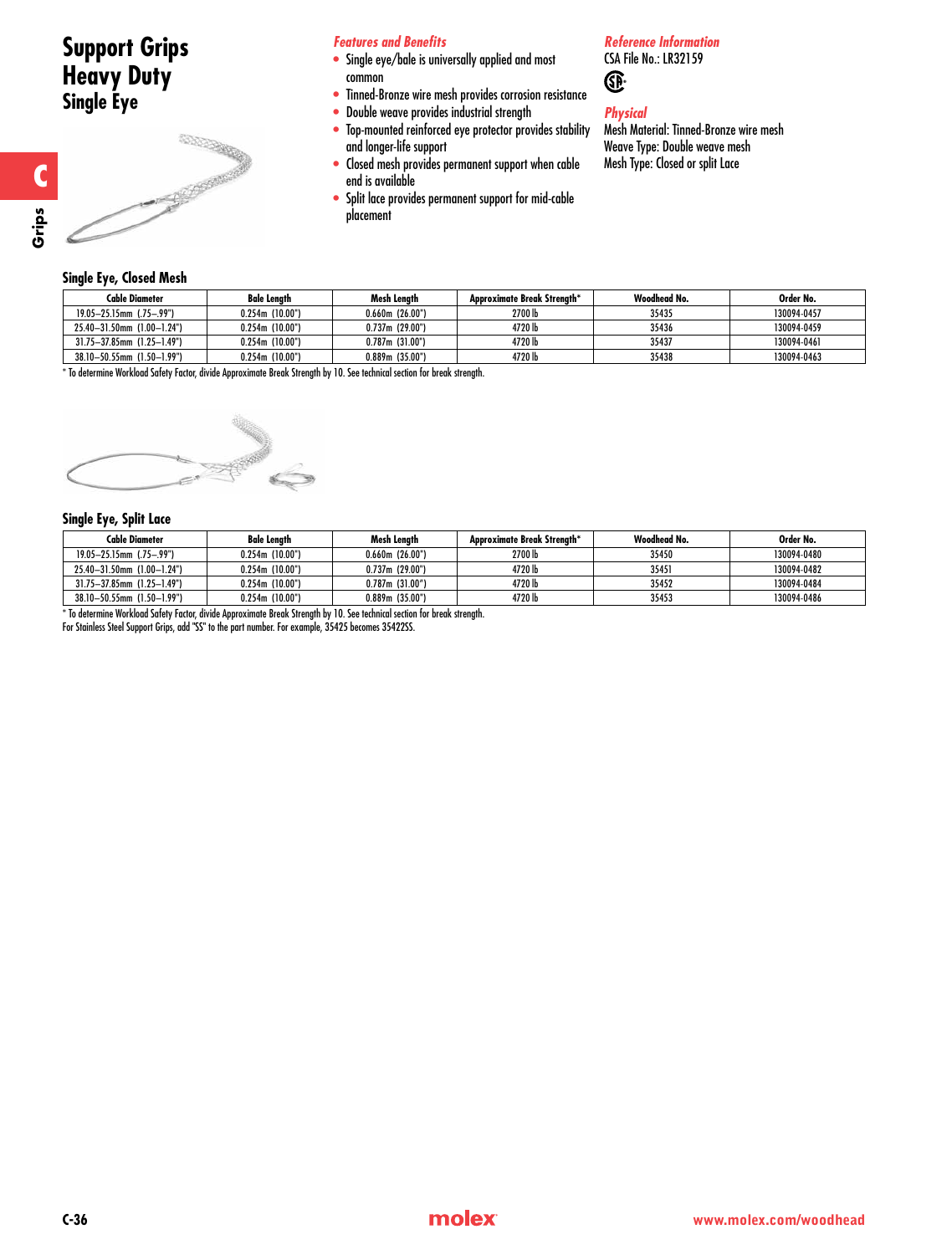# Support Grips Heavy Duty
## Single Eye

### *Features and Benefits*

- Single eye/bale is universally applied and most common
- Tinned-Bronze wire mesh provides corrosion resistance
- Double weave provides industrial strength
- Top-mounted reinforced eye protector provides stability and longer-life support
- Closed mesh provides permanent support when cable end is available
- Split lace provides permanent support for mid-cable placement

### *Reference Information*

CSA File No.: LR32159

### *Physical*

Mesh Material: Tinned-Bronze wire mesh
Weave Type: Double weave mesh
Mesh Type: Closed or split Lace

### Single Eye, Closed Mesh

| Cable Diameter | Bale Length | Mesh Length | Approximate Break Strength* | Woodhead No. | Order No. |
|---|---|---|---|---|---|
| 19.05–25.15mm (.75–.99") | 0.254m (10.00") | 0.660m (26.00") | 2700 lb | 35435 | 130094-0457 |
| 25.40–31.50mm (1.00–1.24") | 0.254m (10.00") | 0.737m (29.00") | 4720 lb | 35436 | 130094-0459 |
| 31.75–37.85mm (1.25–1.49") | 0.254m (10.00") | 0.787m (31.00") | 4720 lb | 35437 | 130094-0461 |
| 38.10–50.55mm (1.50–1.99") | 0.254m (10.00") | 0.889m (35.00") | 4720 lb | 35438 | 130094-0463 |

* To determine Workload Safety Factor, divide Approximate Break Strength by 10. See technical section for break strength.

### Single Eye, Split Lace

| Cable Diameter | Bale Length | Mesh Length | Approximate Break Strength* | Woodhead No. | Order No. |
|---|---|---|---|---|---|
| 19.05–25.15mm (.75–.99") | 0.254m (10.00") | 0.660m (26.00") | 2700 lb | 35450 | 130094-0480 |
| 25.40–31.50mm (1.00–1.24") | 0.254m (10.00") | 0.737m (29.00") | 4720 lb | 35451 | 130094-0482 |
| 31.75–37.85mm (1.25–1.49") | 0.254m (10.00") | 0.787m (31.00") | 4720 lb | 35452 | 130094-0484 |
| 38.10–50.55mm (1.50–1.99") | 0.254m (10.00") | 0.889m (35.00") | 4720 lb | 35453 | 130094-0486 |

* To determine Workload Safety Factor, divide Approximate Break Strength by 10. See technical section for break strength.
For Stainless Steel Support Grips, add "SS" to the part number. For example, 35425 becomes 35422SS.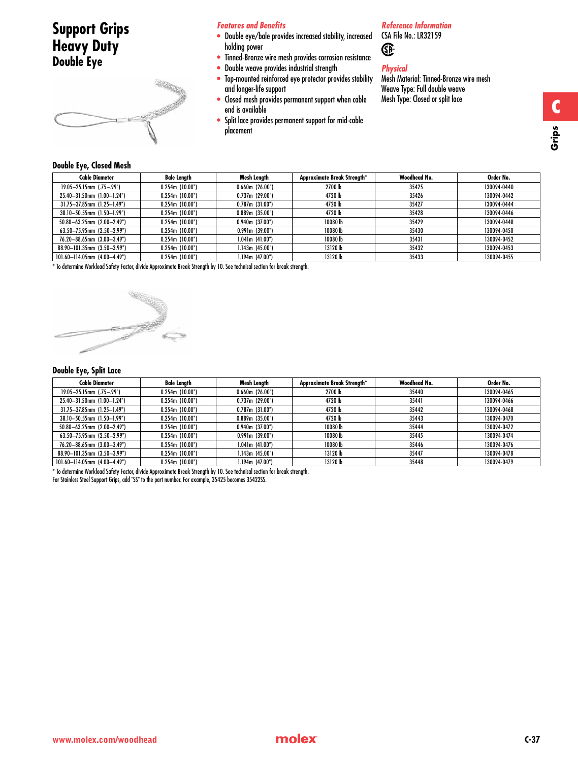# Support Grips Heavy Duty
## Double Eye

### *Features and Benefits*

- Double eye/bale provides increased stability, increased holding power
- Tinned-Bronze wire mesh provides corrosion resistance
- Double weave provides industrial strength
- Top-mounted reinforced eye protector provides stability and longer-life support
- Closed mesh provides permanent support when cable end is available
- Split lace provides permanent support for mid-cable placement

### *Reference Information*

CSA File No.: LR32159

### *Physical*

Mesh Material: Tinned-Bronze wire mesh
Weave Type: Full double weave
Mesh Type: Closed or split lace

### Double Eye, Closed Mesh

| Cable Diameter | Bale Length | Mesh Length | Approximate Break Strength* | Woodhead No. | Order No. |
|---|---|---|---|---|---|
| 19.05–25.15mm (.75–.99") | 0.254m (10.00") | 0.660m (26.00") | 2700 lb | 35425 | 130094-0440 |
| 25.40–31.50mm (1.00–1.24") | 0.254m (10.00") | 0.737m (29.00") | 4720 lb | 35426 | 130094-0442 |
| 31.75–37.85mm (1.25–1.49") | 0.254m (10.00") | 0.787m (31.00") | 4720 lb | 35427 | 130094-0444 |
| 38.10–50.55mm (1.50–1.99") | 0.254m (10.00") | 0.889m (35.00") | 4720 lb | 35428 | 130094-0446 |
| 50.80–63.25mm (2.00–2.49") | 0.254m (10.00") | 0.940m (37.00") | 10080 lb | 35429 | 130094-0448 |
| 63.50–75.95mm (2.50–2.99") | 0.254m (10.00") | 0.991m (39.00") | 10080 lb | 35430 | 130094-0450 |
| 76.20–88.65mm (3.00–3.49") | 0.254m (10.00") | 1.041m (41.00") | 10080 lb | 35431 | 130094-0452 |
| 88.90–101.35mm (3.50–3.99") | 0.254m (10.00") | 1.143m (45.00") | 13120 lb | 35432 | 130094-0453 |
| 101.60–114.05mm (4.00–4.49") | 0.254m (10.00") | 1.194m (47.00") | 13120 lb | 35433 | 130094-0455 |

* To determine Workload Safety Factor, divide Approximate Break Strength by 10. See technical section for break strength.

### Double Eye, Split Lace

| Cable Diameter | Bale Length | Mesh Length | Approximate Break Strength* | Woodhead No. | Order No. |
|---|---|---|---|---|---|
| 19.05–25.15mm (.75–.99") | 0.254m (10.00") | 0.660m (26.00") | 2700 lb | 35440 | 130094-0465 |
| 25.40–31.50mm (1.00–1.24") | 0.254m (10.00") | 0.737m (29.00") | 4720 lb | 35441 | 130094-0466 |
| 31.75–37.85mm (1.25–1.49") | 0.254m (10.00") | 0.787m (31.00") | 4720 lb | 35442 | 130094-0468 |
| 38.10–50.55mm (1.50–1.99") | 0.254m (10.00") | 0.889m (35.00") | 4720 lb | 35443 | 130094-0470 |
| 50.80–63.25mm (2.00–2.49") | 0.254m (10.00") | 0.940m (37.00") | 10080 lb | 35444 | 130094-0472 |
| 63.50–75.95mm (2.50–2.99") | 0.254m (10.00") | 0.991m (39.00") | 10080 lb | 35445 | 130094-0474 |
| 76.20–88.65mm (3.00–3.49") | 0.254m (10.00") | 1.041m (41.00") | 10080 lb | 35446 | 130094-0476 |
| 88.90–101.35mm (3.50–3.99") | 0.254m (10.00") | 1.143m (45.00") | 13120 lb | 35447 | 130094-0478 |
| 101.60–114.05mm (4.00–4.49") | 0.254m (10.00") | 1.194m (47.00") | 13120 lb | 35448 | 130094-0479 |

* To determine Workload Safety Factor, divide Approximate Break Strength by 10. See technical section for break strength.
For Stainless Steel Support Grips, add "SS" to the part number. For example, 35425 becomes 35422SS.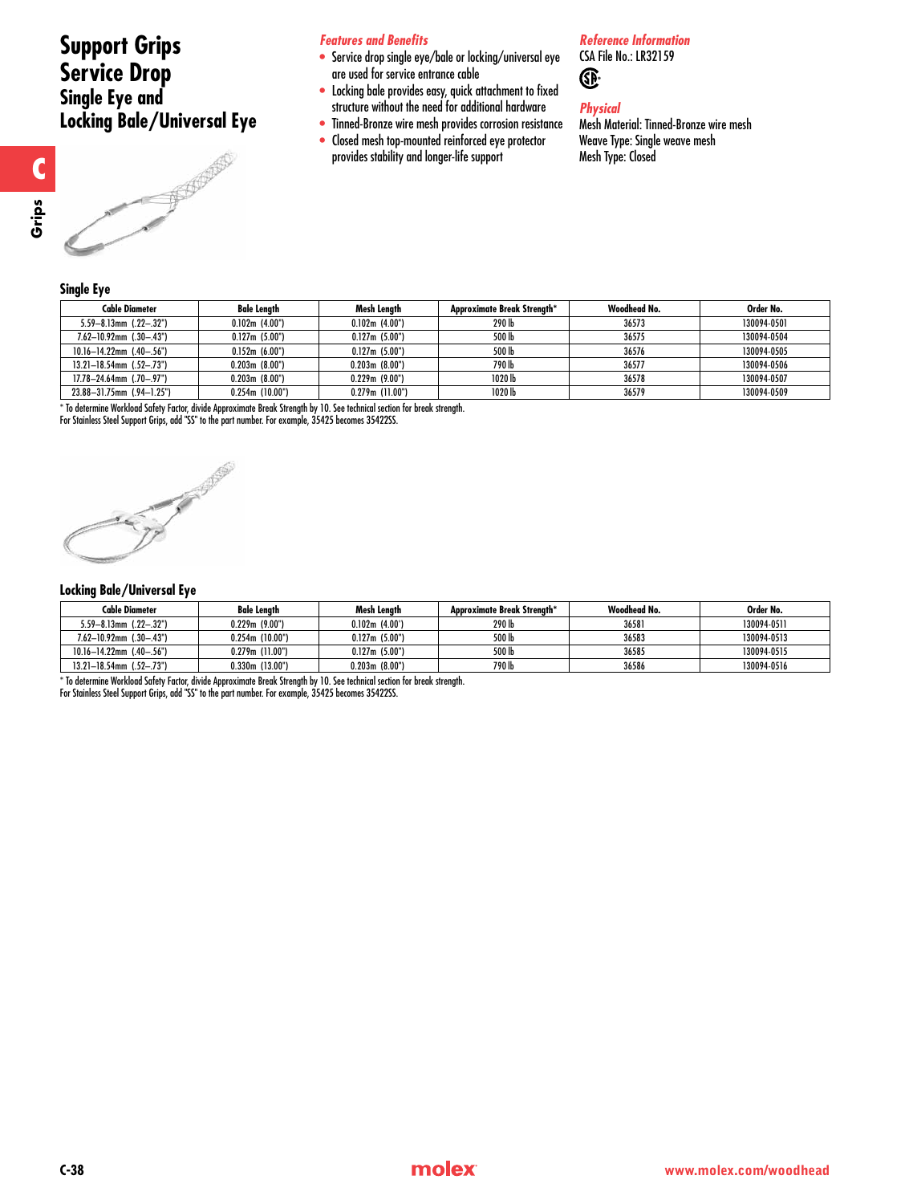# Support Grips Service Drop Single Eye and Locking Bale/Universal Eye

### *Features and Benefits*

- Service drop single eye/bale or locking/universal eye are used for service entrance cable
- Locking bale provides easy, quick attachment to fixed structure without the need for additional hardware
- Tinned-Bronze wire mesh provides corrosion resistance
- Closed mesh top-mounted reinforced eye protector provides stability and longer-life support

### *Reference Information*

CSA File No.: LR32159

### *Physical*

Mesh Material: Tinned-Bronze wire mesh
Weave Type: Single weave mesh
Mesh Type: Closed

## Single Eye

| Cable Diameter | Bale Length | Mesh Length | Approximate Break Strength* | Woodhead No. | Order No. |
|---|---|---|---|---|---|
| 5.59–8.13mm (.22–.32") | 0.102m (4.00") | 0.102m (4.00") | 290 lb | 36573 | 130094-0501 |
| 7.62–10.92mm (.30–.43") | 0.127m (5.00") | 0.127m (5.00") | 500 lb | 36575 | 130094-0504 |
| 10.16–14.22mm (.40–.56") | 0.152m (6.00") | 0.127m (5.00") | 500 lb | 36576 | 130094-0505 |
| 13.21–18.54mm (.52–.73") | 0.203m (8.00") | 0.203m (8.00") | 790 lb | 36577 | 130094-0506 |
| 17.78–24.64mm (.70–.97") | 0.203m (8.00") | 0.229m (9.00") | 1020 lb | 36578 | 130094-0507 |
| 23.88–31.75mm (.94–1.25") | 0.254m (10.00") | 0.279m (11.00") | 1020 lb | 36579 | 130094-0509 |

\* To determine Workload Safety Factor, divide Approximate Break Strength by 10. See technical section for break strength.
For Stainless Steel Support Grips, add "SS" to the part number. For example, 35425 becomes 35422SS.

## Locking Bale/Universal Eye

| Cable Diameter | Bale Length | Mesh Length | Approximate Break Strength* | Woodhead No. | Order No. |
|---|---|---|---|---|---|
| 5.59–8.13mm (.22–.32") | 0.229m (9.00") | 0.102m (4.00') | 290 lb | 36581 | 130094-0511 |
| 7.62–10.92mm (.30–.43") | 0.254m (10.00") | 0.127m (5.00") | 500 lb | 36583 | 130094-0513 |
| 10.16–14.22mm (.40–.56") | 0.279m (11.00") | 0.127m (5.00") | 500 lb | 36585 | 130094-0515 |
| 13.21–18.54mm (.52–.73") | 0.330m (13.00") | 0.203m (8.00") | 790 lb | 36586 | 130094-0516 |

\* To determine Workload Safety Factor, divide Approximate Break Strength by 10. See technical section for break strength.
For Stainless Steel Support Grips, add "SS" to the part number. For example, 35425 becomes 35422SS.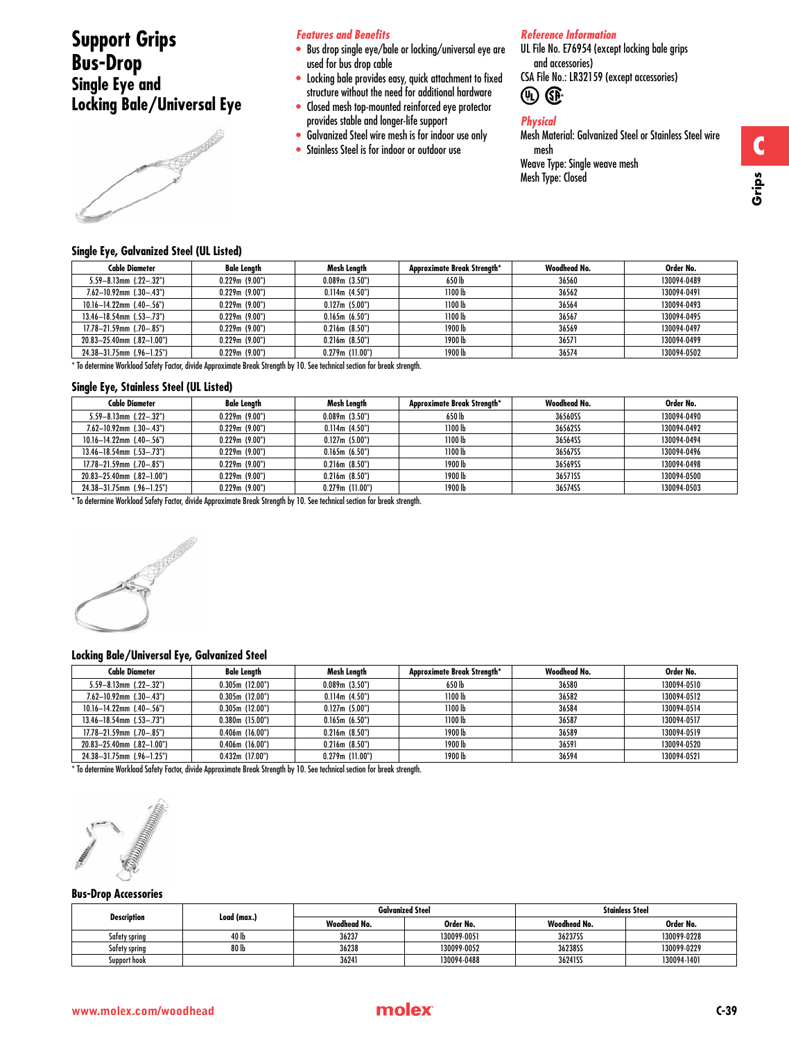# Support Grips Bus-Drop Single Eye and Locking Bale/Universal Eye

## *Features and Benefits*

- Bus drop single eye/bale or locking/universal eye are used for bus drop cable
- Locking bale provides easy, quick attachment to fixed structure without the need for additional hardware
- Closed mesh top-mounted reinforced eye protector provides stable and longer-life support
- Galvanized Steel wire mesh is for indoor use only
- Stainless Steel is for indoor or outdoor use

## *Reference Information*

UL File No. E76954 (except locking bale grips and accessories)
CSA File No.: LR32159 (except accessories)

## *Physical*

Mesh Material: Galvanized Steel or Stainless Steel wire mesh
Weave Type: Single weave mesh
Mesh Type: Closed

### Single Eye, Galvanized Steel (UL Listed)

| Cable Diameter | Bale Length | Mesh Length | Approximate Break Strength* | Woodhead No. | Order No. |
|---|---|---|---|---|---|
| 5.59–8.13mm (.22–.32") | 0.229m (9.00") | 0.089m (3.50") | 650 lb | 36560 | 130094-0489 |
| 7.62–10.92mm (.30–.43") | 0.229m (9.00") | 0.114m (4.50") | 1100 lb | 36562 | 130094-0491 |
| 10.16–14.22mm (.40–.56") | 0.229m (9.00") | 0.127m (5.00") | 1100 lb | 36564 | 130094-0493 |
| 13.46–18.54mm (.53–.73") | 0.229m (9.00") | 0.165m (6.50") | 1100 lb | 36567 | 130094-0495 |
| 17.78–21.59mm (.70–.85") | 0.229m (9.00") | 0.216m (8.50") | 1900 lb | 36569 | 130094-0497 |
| 20.83–25.40mm (.82–1.00") | 0.229m (9.00") | 0.216m (8.50") | 1900 lb | 36571 | 130094-0499 |
| 24.38–31.75mm (.96–1.25") | 0.229m (9.00") | 0.279m (11.00") | 1900 lb | 36574 | 130094-0502 |

* To determine Workload Safety Factor, divide Approximate Break Strength by 10. See technical section for break strength.

### Single Eye, Stainless Steel (UL Listed)

| Cable Diameter | Bale Length | Mesh Length | Approximate Break Strength* | Woodhead No. | Order No. |
|---|---|---|---|---|---|
| 5.59–8.13mm (.22–.32") | 0.229m (9.00") | 0.089m (3.50") | 650 lb | 36560SS | 130094-0490 |
| 7.62–10.92mm (.30–.43") | 0.229m (9.00") | 0.114m (4.50") | 1100 lb | 36562SS | 130094-0492 |
| 10.16–14.22mm (.40–.56") | 0.229m (9.00") | 0.127m (5.00") | 1100 lb | 36564SS | 130094-0494 |
| 13.46–18.54mm (.53–.73") | 0.229m (9.00") | 0.165m (6.50") | 1100 lb | 36567SS | 130094-0496 |
| 17.78–21.59mm (.70–.85") | 0.229m (9.00") | 0.216m (8.50") | 1900 lb | 36569SS | 130094-0498 |
| 20.83–25.40mm (.82–1.00") | 0.229m (9.00") | 0.216m (8.50") | 1900 lb | 36571SS | 130094-0500 |
| 24.38–31.75mm (.96–1.25") | 0.229m (9.00") | 0.279m (11.00") | 1900 lb | 36574SS | 130094-0503 |

* To determine Workload Safety Factor, divide Approximate Break Strength by 10. See technical section for break strength.

### Locking Bale/Universal Eye, Galvanized Steel

| Cable Diameter | Bale Length | Mesh Length | Approximate Break Strength* | Woodhead No. | Order No. |
|---|---|---|---|---|---|
| 5.59–8.13mm (.22–.32") | 0.305m (12.00") | 0.089m (3.50") | 650 lb | 36580 | 130094-0510 |
| 7.62–10.92mm (.30–.43") | 0.305m (12.00") | 0.114m (4.50") | 1100 lb | 36582 | 130094-0512 |
| 10.16–14.22mm (.40–.56") | 0.305m (12.00") | 0.127m (5.00") | 1100 lb | 36584 | 130094-0514 |
| 13.46–18.54mm (.53–.73") | 0.380m (15.00") | 0.165m (6.50") | 1100 lb | 36587 | 130094-0517 |
| 17.78–21.59mm (.70–.85") | 0.406m (16.00") | 0.216m (8.50") | 1900 lb | 36589 | 130094-0519 |
| 20.83–25.40mm (.82–1.00") | 0.406m (16.00") | 0.216m (8.50") | 1900 lb | 36591 | 130094-0520 |
| 24.38–31.75mm (.96–1.25") | 0.432m (17.00") | 0.279m (11.00") | 1900 lb | 36594 | 130094-0521 |

* To determine Workload Safety Factor, divide Approximate Break Strength by 10. See technical section for break strength.

### Bus-Drop Accessories

| Description | Load (max.) | Galvanized Steel | | Stainless Steel | |
|---|---|---|---|---|---|
| | | Woodhead No. | Order No. | Woodhead No. | Order No. |
| Safety spring | 40 lb | 36237 | 130099-0051 | 36237SS | 130099-0228 |
| Safety spring | 80 lb | 36238 | 130099-0052 | 36238SS | 130099-0229 |
| Support hook | | 36241 | 130094-0488 | 36241SS | 130094-1401 |

www.molex.com/woodhead